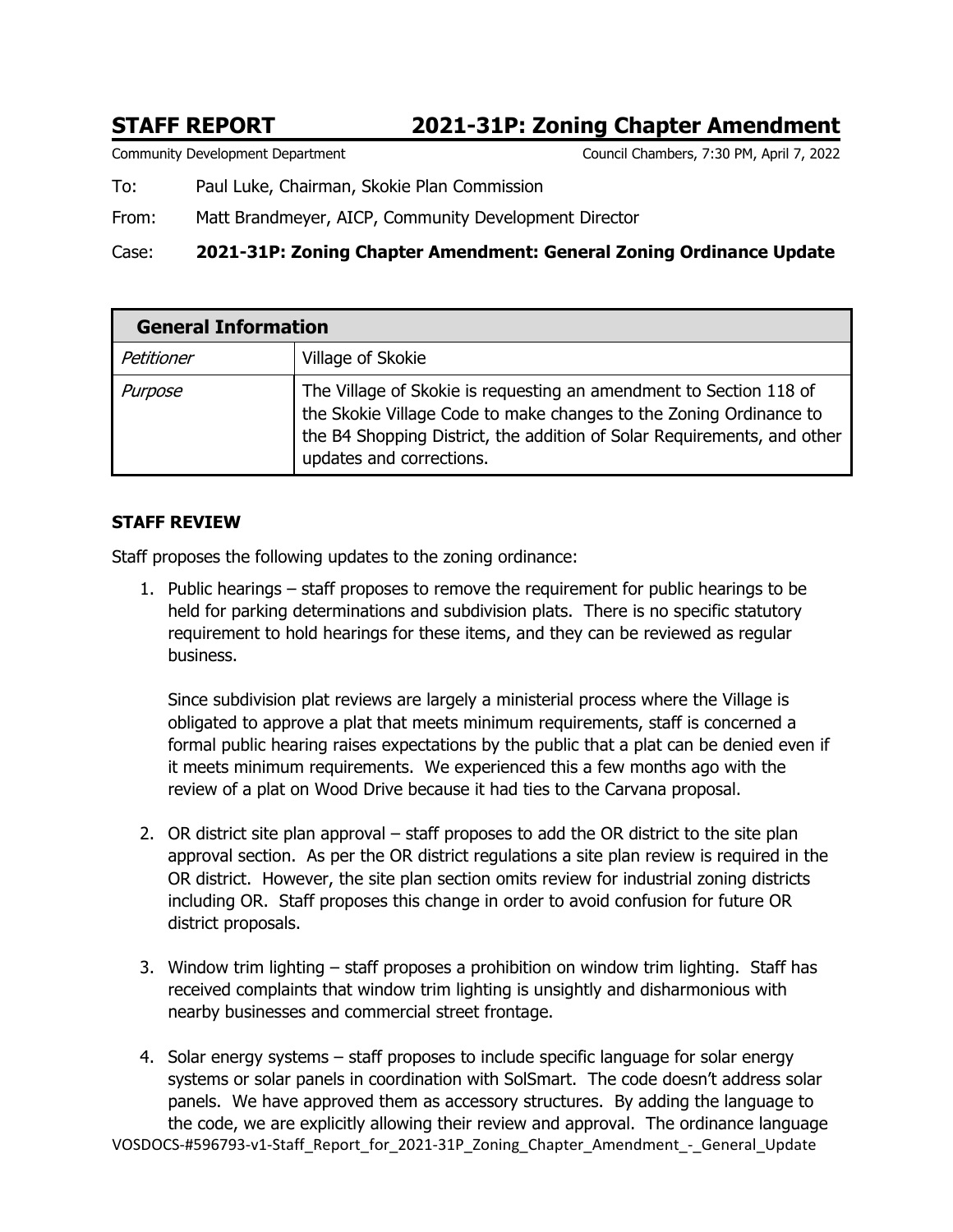# STAFF REPORT 2021-31P: Zoning Chapter Amendment

Community Development Department — Council Chambers, 7:30 PM, April 7, 2022

To: Paul Luke, Chairman, Skokie Plan Commission

From: Matt Brandmeyer, AICP, Community Development Director

Case: **2021-31P: Zoning Chapter Amendment: General Zoning Ordinance Update**

| **General Information** | |
|---|---|
| *Petitioner* | Village of Skokie |
| *Purpose* | The Village of Skokie is requesting an amendment to Section 118 of the Skokie Village Code to make changes to the Zoning Ordinance to the B4 Shopping District, the addition of Solar Requirements, and other updates and corrections. |

## STAFF REVIEW

Staff proposes the following updates to the zoning ordinance:

1. Public hearings – staff proposes to remove the requirement for public hearings to be held for parking determinations and subdivision plats. There is no specific statutory requirement to hold hearings for these items, and they can be reviewed as regular business.

   Since subdivision plat reviews are largely a ministerial process where the Village is obligated to approve a plat that meets minimum requirements, staff is concerned a formal public hearing raises expectations by the public that a plat can be denied even if it meets minimum requirements. We experienced this a few months ago with the review of a plat on Wood Drive because it had ties to the Carvana proposal.

2. OR district site plan approval – staff proposes to add the OR district to the site plan approval section. As per the OR district regulations a site plan review is required in the OR district. However, the site plan section omits review for industrial zoning districts including OR. Staff proposes this change in order to avoid confusion for future OR district proposals.

3. Window trim lighting – staff proposes a prohibition on window trim lighting. Staff has received complaints that window trim lighting is unsightly and disharmonious with nearby businesses and commercial street frontage.

4. Solar energy systems – staff proposes to include specific language for solar energy systems or solar panels in coordination with SolSmart. The code doesn't address solar panels. We have approved them as accessory structures. By adding the language to the code, we are explicitly allowing their review and approval. The ordinance language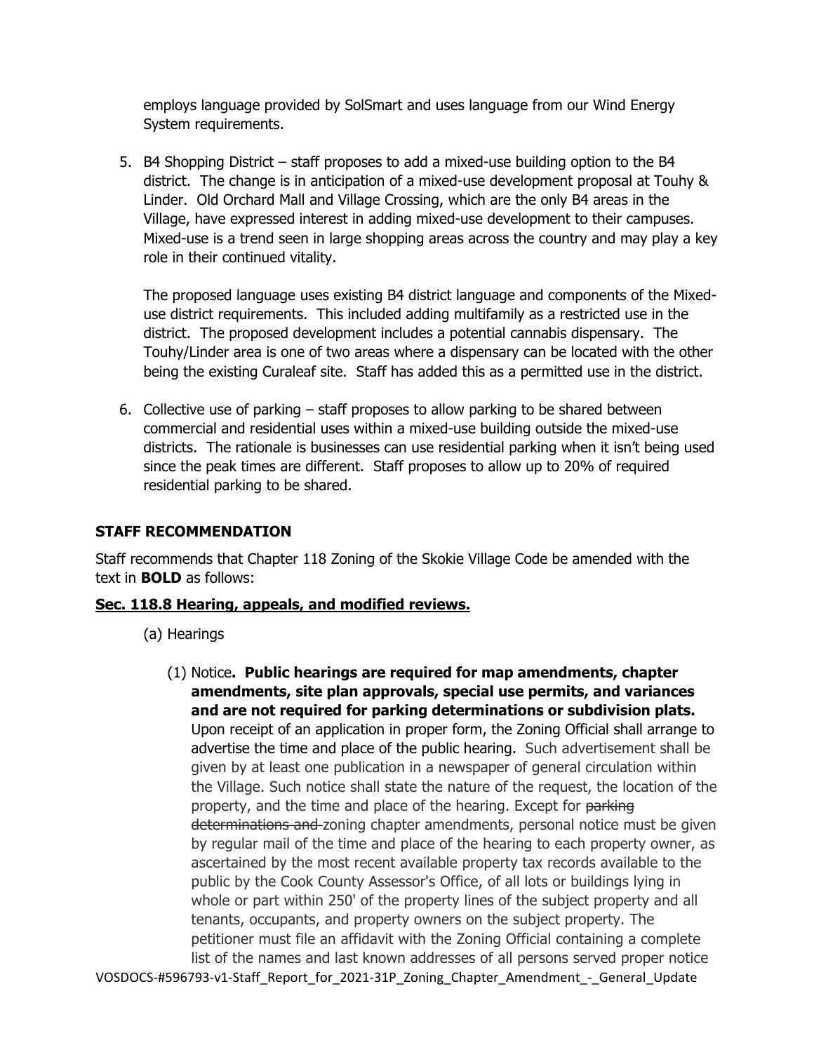employs language provided by SolSmart and uses language from our Wind Energy System requirements.

5. B4 Shopping District – staff proposes to add a mixed-use building option to the B4 district. The change is in anticipation of a mixed-use development proposal at Touhy & Linder. Old Orchard Mall and Village Crossing, which are the only B4 areas in the Village, have expressed interest in adding mixed-use development to their campuses. Mixed-use is a trend seen in large shopping areas across the country and may play a key role in their continued vitality.

   The proposed language uses existing B4 district language and components of the Mixed-use district requirements. This included adding multifamily as a restricted use in the district. The proposed development includes a potential cannabis dispensary. The Touhy/Linder area is one of two areas where a dispensary can be located with the other being the existing Curaleaf site. Staff has added this as a permitted use in the district.

6. Collective use of parking – staff proposes to allow parking to be shared between commercial and residential uses within a mixed-use building outside the mixed-use districts. The rationale is businesses can use residential parking when it isn't being used since the peak times are different. Staff proposes to allow up to 20% of required residential parking to be shared.

## STAFF RECOMMENDATION

Staff recommends that Chapter 118 Zoning of the Skokie Village Code be amended with the text in **BOLD** as follows:

### Sec. 118.8 Hearing, appeals, and modified reviews.

(a) Hearings

(1) Notice**. Public hearings are required for map amendments, chapter amendments, site plan approvals, special use permits, and variances and are not required for parking determinations or subdivision plats.** Upon receipt of an application in proper form, the Zoning Official shall arrange to advertise the time and place of the public hearing. Such advertisement shall be given by at least one publication in a newspaper of general circulation within the Village. Such notice shall state the nature of the request, the location of the property, and the time and place of the hearing. Except for ~~parking determinations and~~ zoning chapter amendments, personal notice must be given by regular mail of the time and place of the hearing to each property owner, as ascertained by the most recent available property tax records available to the public by the Cook County Assessor's Office, of all lots or buildings lying in whole or part within 250' of the property lines of the subject property and all tenants, occupants, and property owners on the subject property. The petitioner must file an affidavit with the Zoning Official containing a complete list of the names and last known addresses of all persons served proper notice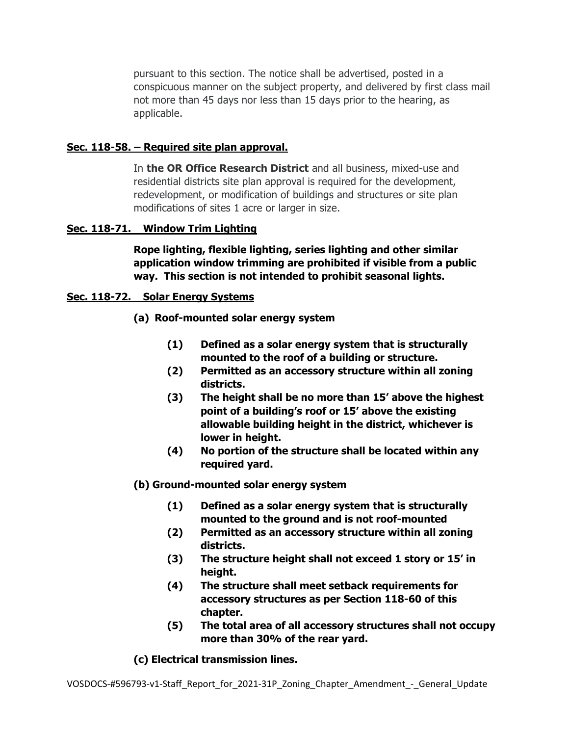pursuant to this section. The notice shall be advertised, posted in a conspicuous manner on the subject property, and delivered by first class mail not more than 45 days nor less than 15 days prior to the hearing, as applicable.

**Sec. 118-58. – Required site plan approval.**

In **the OR Office Research District** and all business, mixed-use and residential districts site plan approval is required for the development, redevelopment, or modification of buildings and structures or site plan modifications of sites 1 acre or larger in size.

**Sec. 118-71. Window Trim Lighting**

**Rope lighting, flexible lighting, series lighting and other similar application window trimming are prohibited if visible from a public way. This section is not intended to prohibit seasonal lights.**

**Sec. 118-72. Solar Energy Systems**

**(a) Roof-mounted solar energy system**

- **(1) Defined as a solar energy system that is structurally mounted to the roof of a building or structure.**
- **(2) Permitted as an accessory structure within all zoning districts.**
- **(3) The height shall be no more than 15' above the highest point of a building's roof or 15' above the existing allowable building height in the district, whichever is lower in height.**
- **(4) No portion of the structure shall be located within any required yard.**

**(b) Ground-mounted solar energy system**

- **(1) Defined as a solar energy system that is structurally mounted to the ground and is not roof-mounted**
- **(2) Permitted as an accessory structure within all zoning districts.**
- **(3) The structure height shall not exceed 1 story or 15' in height.**
- **(4) The structure shall meet setback requirements for accessory structures as per Section 118-60 of this chapter.**
- **(5) The total area of all accessory structures shall not occupy more than 30% of the rear yard.**

**(c) Electrical transmission lines.**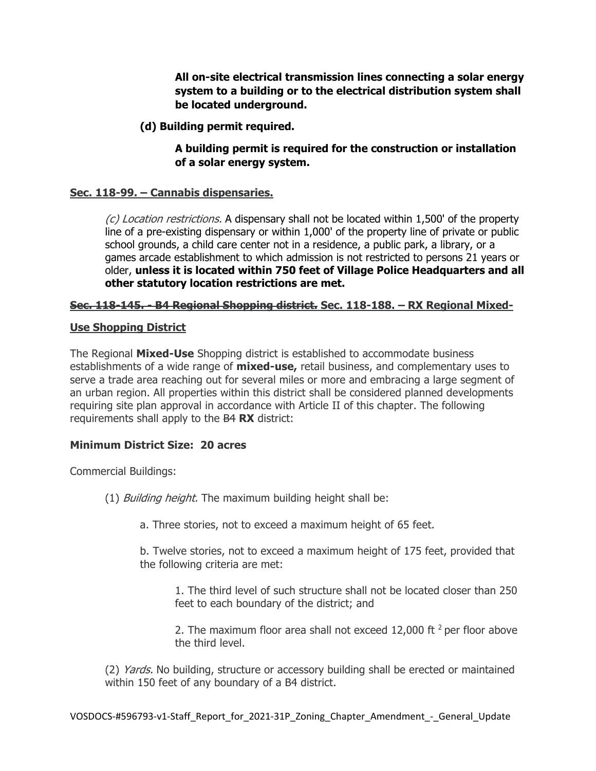**All on-site electrical transmission lines connecting a solar energy system to a building or to the electrical distribution system shall be located underground.**

**(d) Building permit required.**

**A building permit is required for the construction or installation of a solar energy system.**

**Sec. 118-99. – Cannabis dispensaries.**

*(c) Location restrictions.* A dispensary shall not be located within 1,500' of the property line of a pre-existing dispensary or within 1,000' of the property line of private or public school grounds, a child care center not in a residence, a public park, a library, or a games arcade establishment to which admission is not restricted to persons 21 years or older, **unless it is located within 750 feet of Village Police Headquarters and all other statutory location restrictions are met.**

~~**Sec. 118-145. - B4 Regional Shopping district.**~~ **Sec. 118-188. – RX Regional Mixed-Use Shopping District**

The Regional **Mixed-Use** Shopping district is established to accommodate business establishments of a wide range of **mixed-use,** retail business, and complementary uses to serve a trade area reaching out for several miles or more and embracing a large segment of an urban region. All properties within this district shall be considered planned developments requiring site plan approval in accordance with Article II of this chapter. The following requirements shall apply to the ~~B4~~ **RX** district:

**Minimum District Size: 20 acres**

Commercial Buildings:

(1) *Building height.* The maximum building height shall be:

a. Three stories, not to exceed a maximum height of 65 feet.

b. Twelve stories, not to exceed a maximum height of 175 feet, provided that the following criteria are met:

1. The third level of such structure shall not be located closer than 250 feet to each boundary of the district; and

2. The maximum floor area shall not exceed 12,000 $ft^2$ per floor above the third level.

(2) *Yards.* No building, structure or accessory building shall be erected or maintained within 150 feet of any boundary of a B4 district.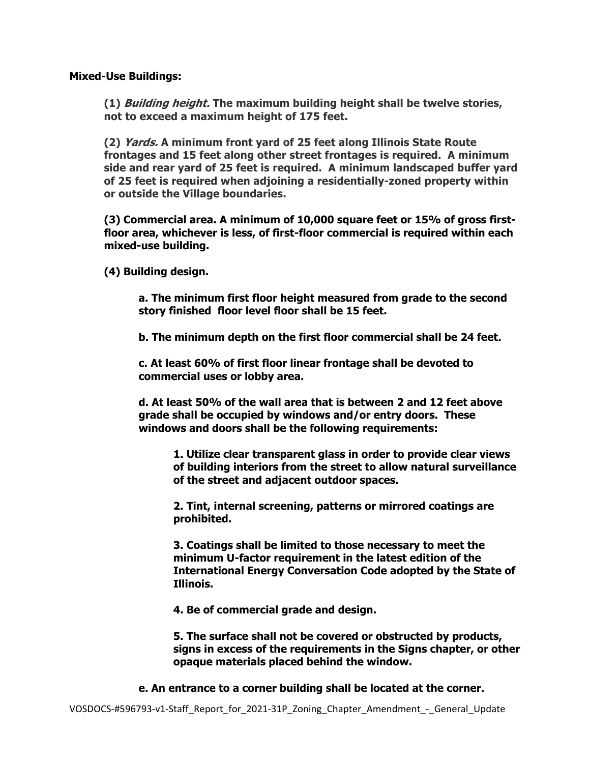**Mixed-Use Buildings:**

**(1) *Building height.* The maximum building height shall be twelve stories, not to exceed a maximum height of 175 feet.**

**(2) *Yards.* A minimum front yard of 25 feet along Illinois State Route frontages and 15 feet along other street frontages is required. A minimum side and rear yard of 25 feet is required. A minimum landscaped buffer yard of 25 feet is required when adjoining a residentially-zoned property within or outside the Village boundaries.**

**(3) Commercial area. A minimum of 10,000 square feet or 15% of gross first-floor area, whichever is less, of first-floor commercial is required within each mixed-use building.**

**(4) Building design.**

**a. The minimum first floor height measured from grade to the second story finished floor level floor shall be 15 feet.**

**b. The minimum depth on the first floor commercial shall be 24 feet.**

**c. At least 60% of first floor linear frontage shall be devoted to commercial uses or lobby area.**

**d. At least 50% of the wall area that is between 2 and 12 feet above grade shall be occupied by windows and/or entry doors. These windows and doors shall be the following requirements:**

**1. Utilize clear transparent glass in order to provide clear views of building interiors from the street to allow natural surveillance of the street and adjacent outdoor spaces.**

**2. Tint, internal screening, patterns or mirrored coatings are prohibited.**

**3. Coatings shall be limited to those necessary to meet the minimum U-factor requirement in the latest edition of the International Energy Conversation Code adopted by the State of Illinois.**

**4. Be of commercial grade and design.**

**5. The surface shall not be covered or obstructed by products, signs in excess of the requirements in the Signs chapter, or other opaque materials placed behind the window.**

**e. An entrance to a corner building shall be located at the corner.**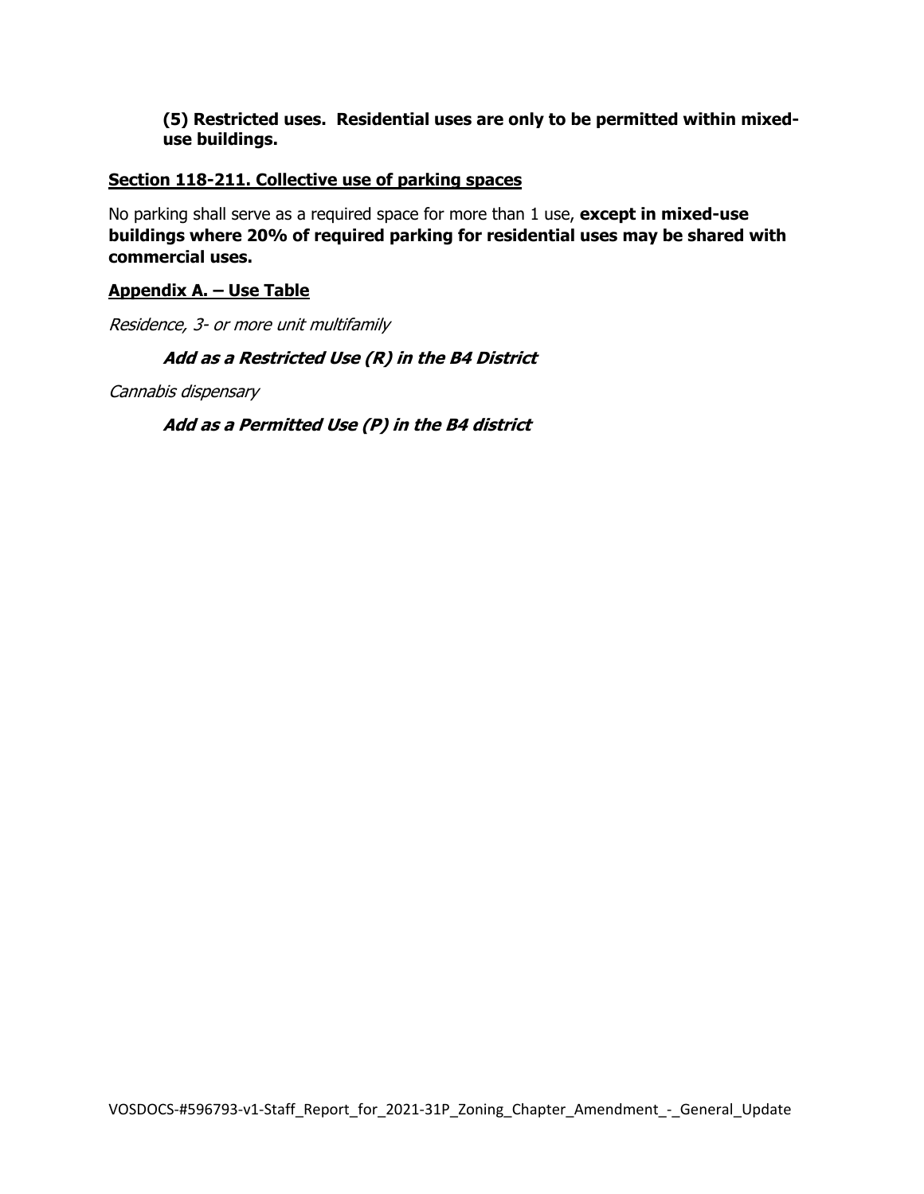**(5) Restricted uses. Residential uses are only to be permitted within mixed-use buildings.**

**<u>Section 118-211. Collective use of parking spaces</u>**

No parking shall serve as a required space for more than 1 use, **except in mixed-use buildings where 20% of required parking for residential uses may be shared with commercial uses.**

**<u>Appendix A. – Use Table</u>**

*Residence, 3- or more unit multifamily*

***Add as a Restricted Use (R) in the B4 District***

*Cannabis dispensary*

***Add as a Permitted Use (P) in the B4 district***